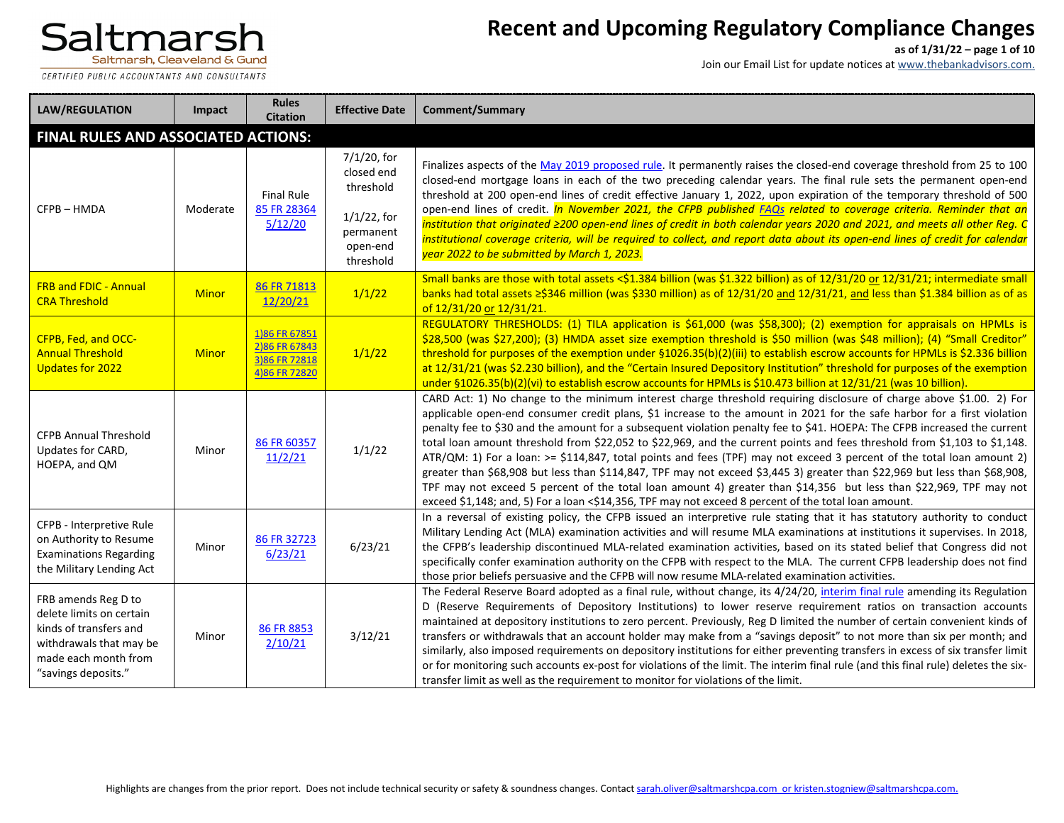# Recent and Upcoming Regulatory Compliance Changes

**as of 1/31/22**

Join our Email List for update notices at www.thebankadvisors.com.

| LAW/REGULATION | Impact | Rules Citation | Effective Date | Comment/Summary |
|---|---|---|---|---|
| **FINAL RULES AND ASSOCIATED ACTIONS:** | | | | |
| CFPB – HMDA | Moderate | Final Rule 85 FR 28364 5/12/20 | 7/1/20, for closed end threshold<br><br>1/1/22, for permanent open-end threshold | Finalizes aspects of the May 2019 proposed rule. It permanently raises the closed-end coverage threshold from 25 to 100 closed-end mortgage loans in each of the two preceding calendar years. The final rule sets the permanent open-end threshold at 200 open-end lines of credit effective January 1, 2022, upon expiration of the temporary threshold of 500 open-end lines of credit. *In November 2021, the CFPB published FAQs related to coverage criteria. Reminder that an institution that originated ≥200 open-end lines of credit in both calendar years 2020 and 2021, and meets all other Reg. C institutional coverage criteria, will be required to collect, and report data about its open-end lines of credit for calendar year 2022 to be submitted by March 1, 2023.* |
| FRB and FDIC - Annual CRA Threshold | Minor | 86 FR 71813 12/20/21 | 1/1/22 | Small banks are those with total assets <$1.384 billion (was $1.322 billion) as of 12/31/20 or 12/31/21; intermediate small banks had total assets ≥$346 million (was $330 million) as of 12/31/20 and 12/31/21, and less than $1.384 billion as of as of 12/31/20 or 12/31/21. |
| CFPB, Fed, and OCC- Annual Threshold Updates for 2022 | Minor | 1)86 FR 67851<br>2)86 FR 67843<br>3)86 FR 72818<br>4)86 FR 72820 | 1/1/22 | REGULATORY THRESHOLDS: (1) TILA application is $61,000 (was $58,300); (2) exemption for appraisals on HPMLs is $28,500 (was $27,200); (3) HMDA asset size exemption threshold is $50 million (was $48 million); (4) "Small Creditor" threshold for purposes of the exemption under §1026.35(b)(2)(iii) to establish escrow accounts for HPMLs is $2.336 billion at 12/31/21 (was $2.230 billion), and the "Certain Insured Depository Institution" threshold for purposes of the exemption under §1026.35(b)(2)(vi) to establish escrow accounts for HPMLs is $10.473 billion at 12/31/21 (was 10 billion). |
| CFPB Annual Threshold Updates for CARD, HOEPA, and QM | Minor | 86 FR 60357 11/2/21 | 1/1/22 | CARD Act: 1) No change to the minimum interest charge threshold requiring disclosure of charge above $1.00. 2) For applicable open-end consumer credit plans, $1 increase to the amount in 2021 for the safe harbor for a first violation penalty fee to $30 and the amount for a subsequent violation penalty fee to $41. HOEPA: The CFPB increased the current total loan amount threshold from $22,052 to $22,969, and the current points and fees threshold from $1,103 to $1,148. ATR/QM: 1) For a loan: >= $114,847, total points and fees (TPF) may not exceed 3 percent of the total loan amount 2) greater than $68,908 but less than $114,847, TPF may not exceed $3,445 3) greater than $22,969 but less than $68,908, TPF may not exceed 5 percent of the total loan amount 4) greater than $14,356 but less than $22,969, TPF may not exceed $1,148; and, 5) For a loan <$14,356, TPF may not exceed 8 percent of the total loan amount. |
| CFPB - Interpretive Rule on Authority to Resume Examinations Regarding the Military Lending Act | Minor | 86 FR 32723 6/23/21 | 6/23/21 | In a reversal of existing policy, the CFPB issued an interpretive rule stating that it has statutory authority to conduct Military Lending Act (MLA) examination activities and will resume MLA examinations at institutions it supervises. In 2018, the CFPB's leadership discontinued MLA-related examination activities, based on its stated belief that Congress did not specifically confer examination authority on the CFPB with respect to the MLA. The current CFPB leadership does not find those prior beliefs persuasive and the CFPB will now resume MLA-related examination activities. |
| FRB amends Reg D to delete limits on certain kinds of transfers and withdrawals that may be made each month from "savings deposits." | Minor | 86 FR 8853 2/10/21 | 3/12/21 | The Federal Reserve Board adopted as a final rule, without change, its 4/24/20, interim final rule amending its Regulation D (Reserve Requirements of Depository Institutions) to lower reserve requirement ratios on transaction accounts maintained at depository institutions to zero percent. Previously, Reg D limited the number of certain convenient kinds of transfers or withdrawals that an account holder may make from a "savings deposit" to not more than six per month; and similarly, also imposed requirements on depository institutions for either preventing transfers in excess of six transfer limit or for monitoring such accounts ex-post for violations of the limit. The interim final rule (and this final rule) deletes the six-transfer limit as well as the requirement to monitor for violations of the limit. |

Highlights are changes from the prior report. Does not include technical security or safety & soundness changes. Contact sarah.oliver@saltmarshcpa.com or kristen.stogniew@saltmarshcpa.com.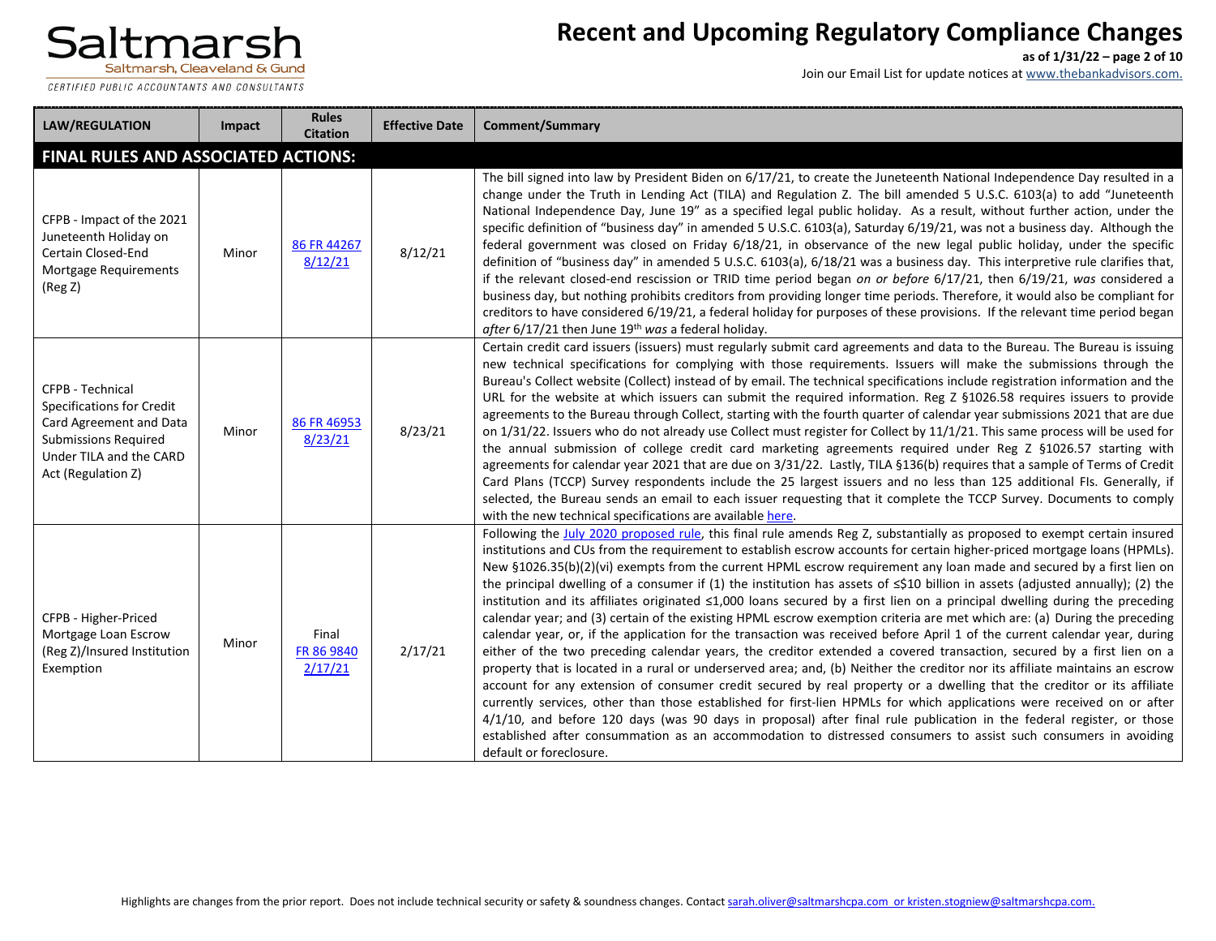| LAW/REGULATION | Impact | Rules Citation | Effective Date | Comment/Summary |
|---|---|---|---|---|
| **FINAL RULES AND ASSOCIATED ACTIONS:** | | | | |
| CFPB - Impact of the 2021 Juneteenth Holiday on Certain Closed-End Mortgage Requirements (Reg Z) | Minor | 86 FR 44267 8/12/21 | 8/12/21 | The bill signed into law by President Biden on 6/17/21, to create the Juneteenth National Independence Day resulted in a change under the Truth in Lending Act (TILA) and Regulation Z. The bill amended 5 U.S.C. 6103(a) to add "Juneteenth National Independence Day, June 19" as a specified legal public holiday. As a result, without further action, under the specific definition of "business day" in amended 5 U.S.C. 6103(a), Saturday 6/19/21, was not a business day. Although the federal government was closed on Friday 6/18/21, in observance of the new legal public holiday, under the specific definition of "business day" in amended 5 U.S.C. 6103(a), 6/18/21 was a business day. This interpretive rule clarifies that, if the relevant closed-end rescission or TRID time period began *on or before* 6/17/21, then 6/19/21, *was* considered a business day, but nothing prohibits creditors from providing longer time periods. Therefore, it would also be compliant for creditors to have considered 6/19/21, a federal holiday for purposes of these provisions. If the relevant time period began *after* 6/17/21 then June 19th *was* a federal holiday. |
| CFPB - Technical Specifications for Credit Card Agreement and Data Submissions Required Under TILA and the CARD Act (Regulation Z) | Minor | 86 FR 46953 8/23/21 | 8/23/21 | Certain credit card issuers (issuers) must regularly submit card agreements and data to the Bureau. The Bureau is issuing new technical specifications for complying with those requirements. Issuers will make the submissions through the Bureau's Collect website (Collect) instead of by email. The technical specifications include registration information and the URL for the website at which issuers can submit the required information. Reg Z §1026.58 requires issuers to provide agreements to the Bureau through Collect, starting with the fourth quarter of calendar year submissions 2021 that are due on 1/31/22. Issuers who do not already use Collect must register for Collect by 11/1/21. This same process will be used for the annual submission of college credit card marketing agreements required under Reg Z §1026.57 starting with agreements for calendar year 2021 that are due on 3/31/22. Lastly, TILA §136(b) requires that a sample of Terms of Credit Card Plans (TCCP) Survey respondents include the 25 largest issuers and no less than 125 additional FIs. Generally, if selected, the Bureau sends an email to each issuer requesting that it complete the TCCP Survey. Documents to comply with the new technical specifications are available here. |
| CFPB - Higher-Priced Mortgage Loan Escrow (Reg Z)/Insured Institution Exemption | Minor | Final FR 86 9840 2/17/21 | 2/17/21 | Following the July 2020 proposed rule, this final rule amends Reg Z, substantially as proposed to exempt certain insured institutions and CUs from the requirement to establish escrow accounts for certain higher-priced mortgage loans (HPMLs). New §1026.35(b)(2)(vi) exempts from the current HPML escrow requirement any loan made and secured by a first lien on the principal dwelling of a consumer if (1) the institution has assets of ≤$10 billion in assets (adjusted annually); (2) the institution and its affiliates originated ≤1,000 loans secured by a first lien on a principal dwelling during the preceding calendar year; and (3) certain of the existing HPML escrow exemption criteria are met which are: (a) During the preceding calendar year, or, if the application for the transaction was received before April 1 of the current calendar year, during either of the two preceding calendar years, the creditor extended a covered transaction, secured by a first lien on a property that is located in a rural or underserved area; and, (b) Neither the creditor nor its affiliate maintains an escrow account for any extension of consumer credit secured by real property or a dwelling that the creditor or its affiliate currently services, other than those established for first-lien HPMLs for which applications were received on or after 4/1/10, and before 120 days (was 90 days in proposal) after final rule publication in the federal register, or those established after consummation as an accommodation to distressed consumers to assist such consumers in avoiding default or foreclosure. |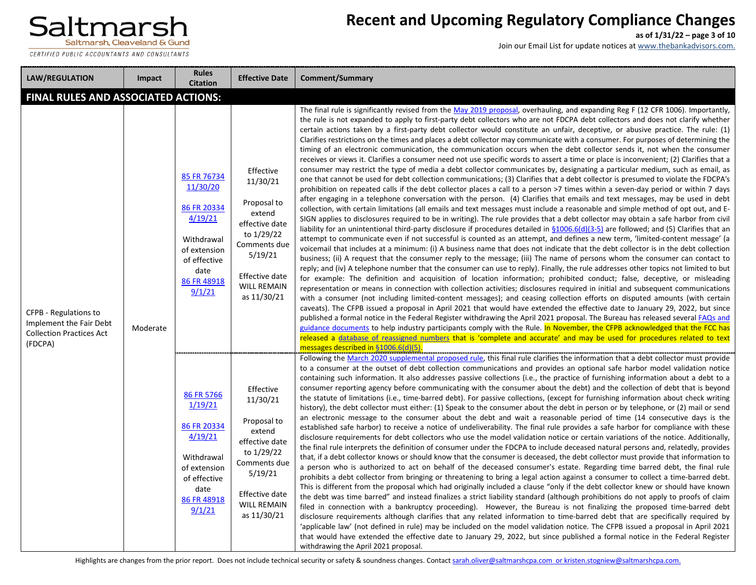| LAW/REGULATION | Impact | Rules Citation | Effective Date | Comment/Summary |
|---|---|---|---|---|
| **FINAL RULES AND ASSOCIATED ACTIONS:** | | | | |
| CFPB - Regulations to Implement the Fair Debt Collection Practices Act (FDCPA) | Moderate | 85 FR 76734 11/30/20<br><br>86 FR 20334 4/19/21<br><br>Withdrawal of extension of effective date 86 FR 48918 9/1/21 | Effective 11/30/21<br><br>Proposal to extend effective date to 1/29/22 Comments due 5/19/21<br><br>Effective date WILL REMAIN as 11/30/21 | The final rule is significantly revised from the May 2019 proposal, overhauling, and expanding Reg F (12 CFR 1006). Importantly, the rule is not expanded to apply to first-party debt collectors who are not FDCPA debt collectors and does not clarify whether certain actions taken by a first-party debt collector would constitute an unfair, deceptive, or abusive practice. The rule: (1) Clarifies restrictions on the times and places a debt collector may communicate with a consumer. For purposes of determining the timing of an electronic communication, the communication occurs when the debt collector sends it, not when the consumer receives or views it. Clarifies a consumer need not use specific words to assert a time or place is inconvenient; (2) Clarifies that a consumer may restrict the type of media a debt collector communicates by, designating a particular medium, such as email, as one that cannot be used for debt collection communications; (3) Clarifies that a debt collector is presumed to violate the FDCPA's prohibition on repeated calls if the debt collector places a call to a person >7 times within a seven-day period or within 7 days after engaging in a telephone conversation with the person. (4) Clarifies that emails and text messages, may be used in debt collection, with certain limitations (all emails and text messages must include a reasonable and simple method of opt out, and E-SIGN applies to disclosures required to be in writing). The rule provides that a debt collector may obtain a safe harbor from civil liability for an unintentional third-party disclosure if procedures detailed in §1006.6(d)(3-5) are followed; and (5) Clarifies that an attempt to communicate even if not successful is counted as an attempt, and defines a new term, 'limited-content message' (a voicemail that includes at a minimum: (i) A business name that does not indicate that the debt collector is in the debt collection business; (ii) A request that the consumer reply to the message; (iii) The name of persons whom the consumer can contact to reply; and (iv) A telephone number that the consumer can use to reply). Finally, the rule addresses other topics not limited to but for example: The definition and acquisition of location information; prohibited conduct; false, deceptive, or misleading representation or means in connection with collection activities; disclosures required in initial and subsequent communications with a consumer (not including limited-content messages); and ceasing collection efforts on disputed amounts (with certain caveats). The CFPB issued a proposal in April 2021 that would have extended the effective date to January 29, 2022, but since published a formal notice in the Federal Register withdrawing the April 2021 proposal. The Bureau has released several FAQs and guidance documents to help industry participants comply with the Rule. In November, the CFPB acknowledged that the FCC has released a database of reassigned numbers that is 'complete and accurate' and may be used for procedures related to text messages described in §1006.6(d)(5). |
| | | 86 FR 5766 1/19/21<br><br>86 FR 20334 4/19/21<br><br>Withdrawal of extension of effective date 86 FR 48918 9/1/21 | Effective 11/30/21<br><br>Proposal to extend effective date to 1/29/22 Comments due 5/19/21<br><br>Effective date WILL REMAIN as 11/30/21 | Following the March 2020 supplemental proposed rule, this final rule clarifies the information that a debt collector must provide to a consumer at the outset of debt collection communications and provides an optional safe harbor model validation notice containing such information. It also addresses passive collections (i.e., the practice of furnishing information about a debt to a consumer reporting agency before communicating with the consumer about the debt) and the collection of debt that is beyond the statute of limitations (i.e., time-barred debt). For passive collections, (except for furnishing information about check writing history), the debt collector must either: (1) Speak to the consumer about the debt in person or by telephone, or (2) mail or send an electronic message to the consumer about the debt and wait a reasonable period of time (14 consecutive days is the established safe harbor) to receive a notice of undeliverability. The final rule provides a safe harbor for compliance with these disclosure requirements for debt collectors who use the model validation notice or certain variations of the notice. Additionally, the final rule interprets the definition of consumer under the FDCPA to include deceased natural persons and, relatedly, provides that, if a debt collector knows or should know that the consumer is deceased, the debt collector must provide that information to a person who is authorized to act on behalf of the deceased consumer's estate. Regarding time barred debt, the final rule prohibits a debt collector from bringing or threatening to bring a legal action against a consumer to collect a time-barred debt. This is different from the proposal which had originally included a clause "only if the debt collector knew or should have known the debt was time barred" and instead finalizes a strict liability standard (although prohibitions do not apply to proofs of claim filed in connection with a bankruptcy proceeding). However, the Bureau is not finalizing the proposed time-barred debt disclosure requirements although clarifies that any related information to time-barred debt that are specifically required by 'applicable law' (not defined in rule) may be included on the model validation notice. The CFPB issued a proposal in April 2021 that would have extended the effective date to January 29, 2022, but since published a formal notice in the Federal Register withdrawing the April 2021 proposal. |

Highlights are changes from the prior report. Does not include technical security or safety & soundness changes. Contact sarah.oliver@saltmarshcpa.com or kristen.stogniew@saltmarshcpa.com.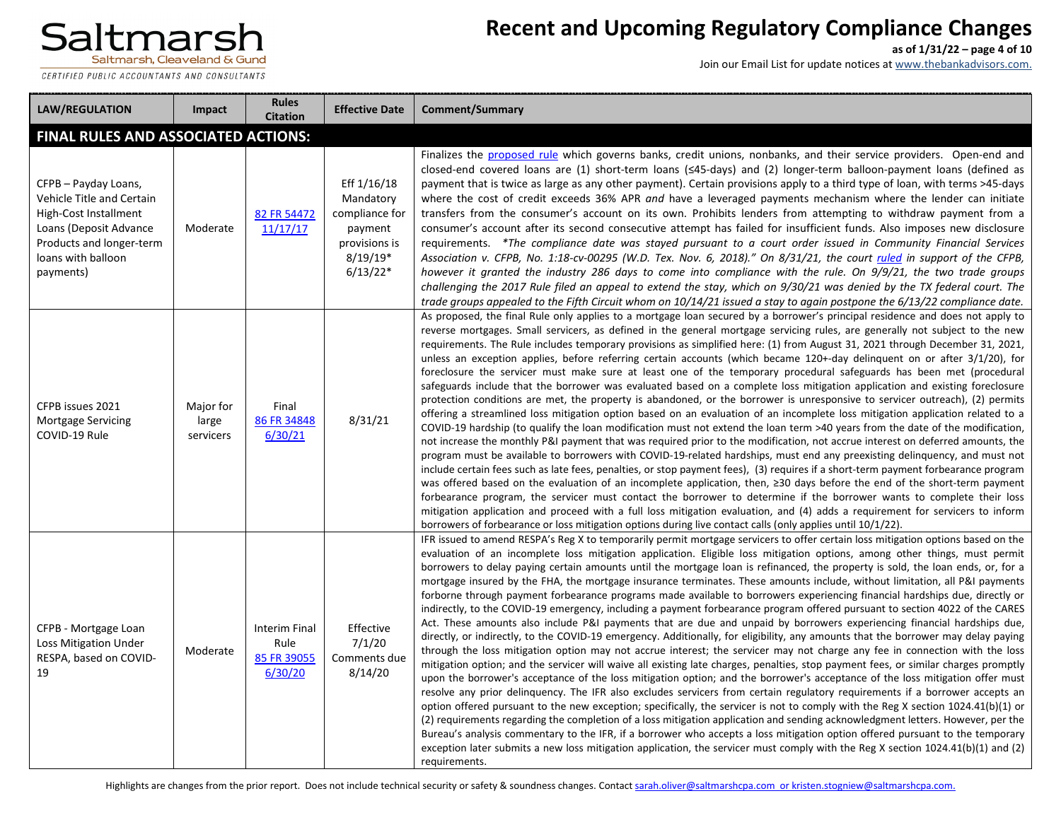| LAW/REGULATION | Impact | Rules Citation | Effective Date | Comment/Summary |
|---|---|---|---|---|
| **FINAL RULES AND ASSOCIATED ACTIONS:** | | | | |
| CFPB – Payday Loans, Vehicle Title and Certain High-Cost Installment Loans (Deposit Advance Products and longer-term loans with balloon payments) | Moderate | 82 FR 54472 11/17/17 | Eff 1/16/18 Mandatory compliance for payment provisions is 8/19/19* 6/13/22* | Finalizes the proposed rule which governs banks, credit unions, nonbanks, and their service providers. Open-end and closed-end covered loans are (1) short-term loans (≤45-days) and (2) longer-term balloon-payment loans (defined as payment that is twice as large as any other payment). Certain provisions apply to a third type of loan, with terms >45-days where the cost of credit exceeds 36% APR *and* have a leveraged payments mechanism where the lender can initiate transfers from the consumer's account on its own. Prohibits lenders from attempting to withdraw payment from a consumer's account after its second consecutive attempt has failed for insufficient funds. Also imposes new disclosure requirements. *\*The compliance date was stayed pursuant to a court order issued in Community Financial Services Association v. CFPB, No. 1:18-cv-00295 (W.D. Tex. Nov. 6, 2018)." On 8/31/21, the court ruled in support of the CFPB, however it granted the industry 286 days to come into compliance with the rule. On 9/9/21, the two trade groups challenging the 2017 Rule filed an appeal to extend the stay, which on 9/30/21 was denied by the TX federal court. The trade groups appealed to the Fifth Circuit whom on 10/14/21 issued a stay to again postpone the 6/13/22 compliance date.* |
| CFPB issues 2021 Mortgage Servicing COVID-19 Rule | Major for large servicers | Final 86 FR 34848 6/30/21 | 8/31/21 | As proposed, the final Rule only applies to a mortgage loan secured by a borrower's principal residence and does not apply to reverse mortgages. Small servicers, as defined in the general mortgage servicing rules, are generally not subject to the new requirements. The Rule includes temporary provisions as simplified here: (1) from August 31, 2021 through December 31, 2021, unless an exception applies, before referring certain accounts (which became 120+-day delinquent on or after 3/1/20), for foreclosure the servicer must make sure at least one of the temporary procedural safeguards has been met (procedural safeguards include that the borrower was evaluated based on a complete loss mitigation application and existing foreclosure protection conditions are met, the property is abandoned, or the borrower is unresponsive to servicer outreach), (2) permits offering a streamlined loss mitigation option based on an evaluation of an incomplete loss mitigation application related to a COVID-19 hardship (to qualify the loan modification must not extend the loan term >40 years from the date of the modification, not increase the monthly P&I payment that was required prior to the modification, not accrue interest on deferred amounts, the program must be available to borrowers with COVID-19-related hardships, must end any preexisting delinquency, and must not include certain fees such as late fees, penalties, or stop payment fees), (3) requires if a short-term payment forbearance program was offered based on the evaluation of an incomplete application, then, ≥30 days before the end of the short-term payment forbearance program, the servicer must contact the borrower to determine if the borrower wants to complete their loss mitigation application and proceed with a full loss mitigation evaluation, and (4) adds a requirement for servicers to inform borrowers of forbearance or loss mitigation options during live contact calls (only applies until 10/1/22). |
| CFPB - Mortgage Loan Loss Mitigation Under RESPA, based on COVID-19 | Moderate | Interim Final Rule 85 FR 39055 6/30/20 | Effective 7/1/20 Comments due 8/14/20 | IFR issued to amend RESPA's Reg X to temporarily permit mortgage servicers to offer certain loss mitigation options based on the evaluation of an incomplete loss mitigation application. Eligible loss mitigation options, among other things, must permit borrowers to delay paying certain amounts until the mortgage loan is refinanced, the property is sold, the loan ends, or, for a mortgage insured by the FHA, the mortgage insurance terminates. These amounts include, without limitation, all P&I payments forborne through payment forbearance programs made available to borrowers experiencing financial hardships due, directly or indirectly, to the COVID-19 emergency, including a payment forbearance program offered pursuant to section 4022 of the CARES Act. These amounts also include P&I payments that are due and unpaid by borrowers experiencing financial hardships due, directly, or indirectly, to the COVID-19 emergency. Additionally, for eligibility, any amounts that the borrower may delay paying through the loss mitigation option may not accrue interest; the servicer may not charge any fee in connection with the loss mitigation option; and the servicer will waive all existing late charges, penalties, stop payment fees, or similar charges promptly upon the borrower's acceptance of the loss mitigation option; and the borrower's acceptance of the loss mitigation offer must resolve any prior delinquency. The IFR also excludes servicers from certain regulatory requirements if a borrower accepts an option offered pursuant to the new exception; specifically, the servicer is not to comply with the Reg X section 1024.41(b)(1) or (2) requirements regarding the completion of a loss mitigation application and sending acknowledgment letters. However, per the Bureau's analysis commentary to the IFR, if a borrower who accepts a loss mitigation option offered pursuant to the temporary exception later submits a new loss mitigation application, the servicer must comply with the Reg X section 1024.41(b)(1) and (2) requirements. |

Highlights are changes from the prior report. Does not include technical security or safety & soundness changes. Contact sarah.oliver@saltmarshcpa.com or kristen.stogniew@saltmarshcpa.com.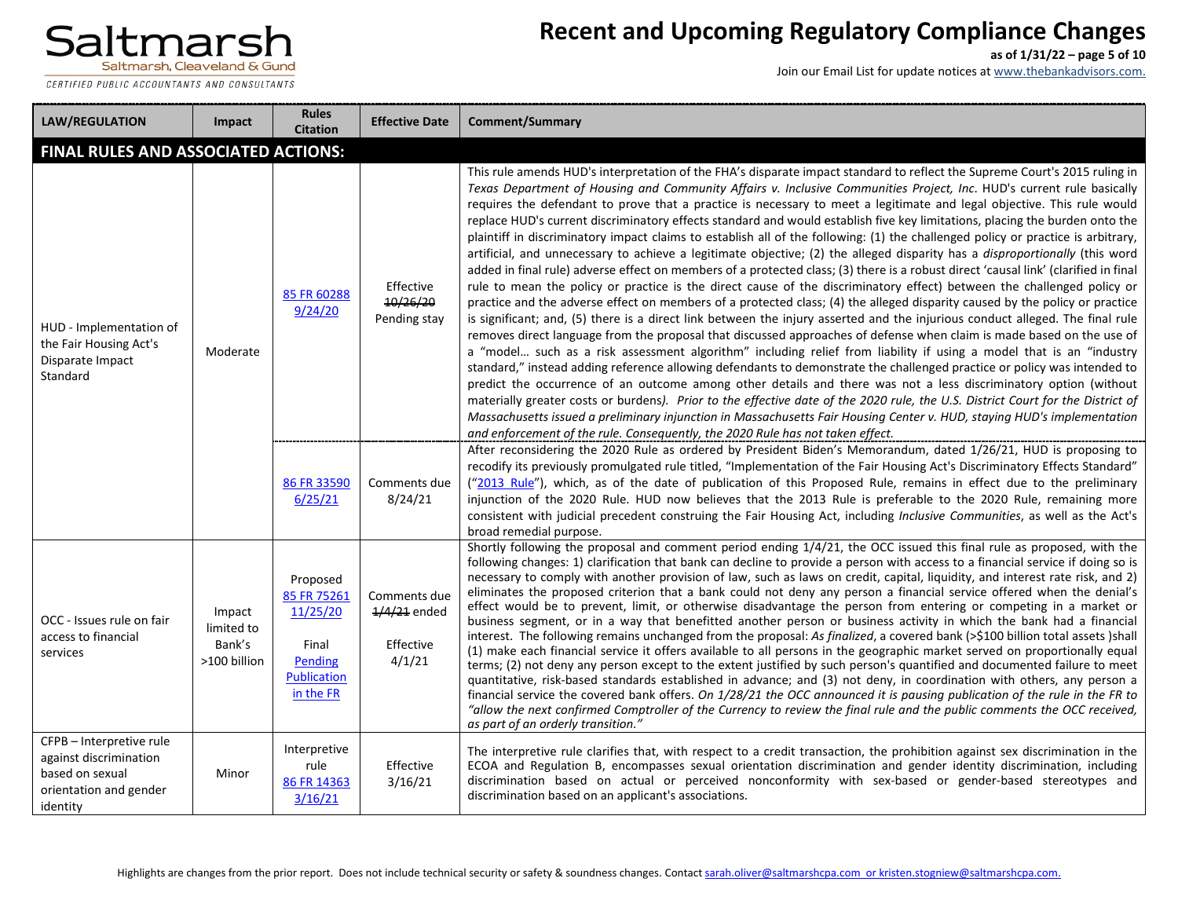# Recent and Upcoming Regulatory Compliance Changes

**as of 1/31/22**

Join our Email List for update notices at www.thebankadvisors.com.

| LAW/REGULATION | Impact | Rules Citation | Effective Date | Comment/Summary |
|---|---|---|---|---|
| **FINAL RULES AND ASSOCIATED ACTIONS:** | | | | |
| HUD - Implementation of the Fair Housing Act's Disparate Impact Standard | Moderate | 85 FR 60288 9/24/20 | Effective ~~10/26/20~~ Pending stay | This rule amends HUD's interpretation of the FHA's disparate impact standard to reflect the Supreme Court's 2015 ruling in *Texas Department of Housing and Community Affairs v. Inclusive Communities Project, Inc*. HUD's current rule basically requires the defendant to prove that a practice is necessary to meet a legitimate and legal objective. This rule would replace HUD's current discriminatory effects standard and would establish five key limitations, placing the burden onto the plaintiff in discriminatory impact claims to establish all of the following: (1) the challenged policy or practice is arbitrary, artificial, and unnecessary to achieve a legitimate objective; (2) the alleged disparity has a *disproportionally* (this word added in final rule) adverse effect on members of a protected class; (3) there is a robust direct 'causal link' (clarified in final rule to mean the policy or practice is the direct cause of the discriminatory effect) between the challenged policy or practice and the adverse effect on members of a protected class; (4) the alleged disparity caused by the policy or practice is significant; and, (5) there is a direct link between the injury asserted and the injurious conduct alleged. The final rule removes direct language from the proposal that discussed approaches of defense when claim is made based on the use of a "model… such as a risk assessment algorithm" including relief from liability if using a model that is an "industry standard," instead adding reference allowing defendants to demonstrate the challenged practice or policy was intended to predict the occurrence of an outcome among other details and there was not a less discriminatory option (without materially greater costs or burdens*). Prior to the effective date of the 2020 rule, the U.S. District Court for the District of Massachusetts issued a preliminary injunction in Massachusetts Fair Housing Center v. HUD, staying HUD's implementation and enforcement of the rule. Consequently, the 2020 Rule has not taken effect.* |
| | | 86 FR 33590 6/25/21 | Comments due 8/24/21 | After reconsidering the 2020 Rule as ordered by President Biden's Memorandum, dated 1/26/21, HUD is proposing to recodify its previously promulgated rule titled, "Implementation of the Fair Housing Act's Discriminatory Effects Standard" ("2013 Rule"), which, as of the date of publication of this Proposed Rule, remains in effect due to the preliminary injunction of the 2020 Rule. HUD now believes that the 2013 Rule is preferable to the 2020 Rule, remaining more consistent with judicial precedent construing the Fair Housing Act, including *Inclusive Communities*, as well as the Act's broad remedial purpose. |
| OCC - Issues rule on fair access to financial services | Impact limited to Bank's >100 billion | Proposed 85 FR 75261 11/25/20<br><br>Final Pending Publication in the FR | Comments due ~~1/4/21~~ ended<br><br>Effective 4/1/21 | Shortly following the proposal and comment period ending 1/4/21, the OCC issued this final rule as proposed, with the following changes: 1) clarification that bank can decline to provide a person with access to a financial service if doing so is necessary to comply with another provision of law, such as laws on credit, capital, liquidity, and interest rate risk, and 2) eliminates the proposed criterion that a bank could not deny any person a financial service offered when the denial's effect would be to prevent, limit, or otherwise disadvantage the person from entering or competing in a market or business segment, or in a way that benefitted another person or business activity in which the bank had a financial interest. The following remains unchanged from the proposal: *As finalized*, a covered bank (>$100 billion total assets )shall (1) make each financial service it offers available to all persons in the geographic market served on proportionally equal terms; (2) not deny any person except to the extent justified by such person's quantified and documented failure to meet quantitative, risk-based standards established in advance; and (3) not deny, in coordination with others, any person a financial service the covered bank offers. *On 1/28/21 the OCC announced it is pausing publication of the rule in the FR to "allow the next confirmed Comptroller of the Currency to review the final rule and the public comments the OCC received, as part of an orderly transition."* |
| CFPB – Interpretive rule against discrimination based on sexual orientation and gender identity | Minor | Interpretive rule 86 FR 14363 3/16/21 | Effective 3/16/21 | The interpretive rule clarifies that, with respect to a credit transaction, the prohibition against sex discrimination in the ECOA and Regulation B, encompasses sexual orientation discrimination and gender identity discrimination, including discrimination based on actual or perceived nonconformity with sex-based or gender-based stereotypes and discrimination based on an applicant's associations. |

Highlights are changes from the prior report. Does not include technical security or safety & soundness changes. Contact sarah.oliver@saltmarshcpa.com or kristen.stogniew@saltmarshcpa.com.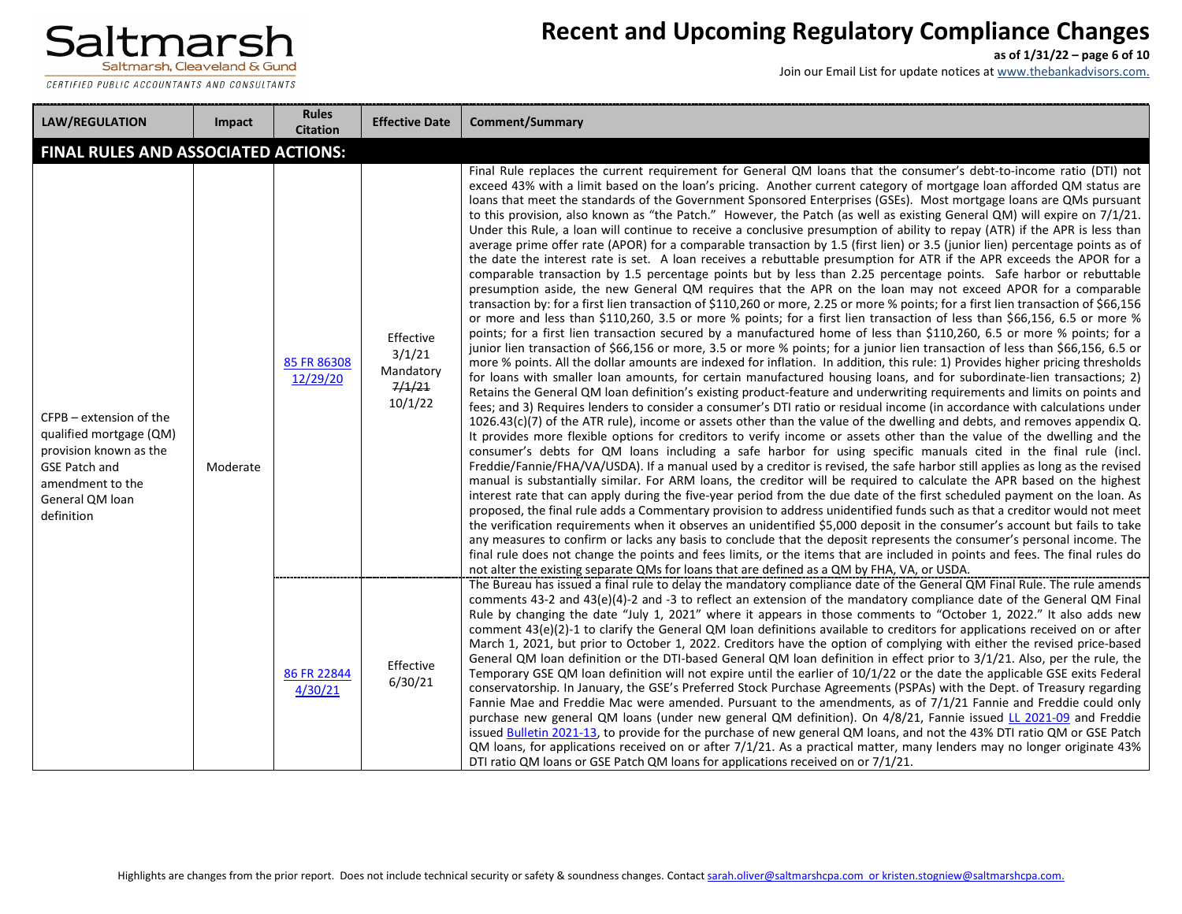| LAW/REGULATION | Impact | Rules Citation | Effective Date | Comment/Summary |
|---|---|---|---|---|
| **FINAL RULES AND ASSOCIATED ACTIONS:** | | | | |
| CFPB – extension of the qualified mortgage (QM) provision known as the GSE Patch and amendment to the General QM loan definition | Moderate | 85 FR 86308 12/29/20 | Effective 3/1/21 Mandatory ~~7/1/21~~ 10/1/22 | Final Rule replaces the current requirement for General QM loans that the consumer's debt-to-income ratio (DTI) not exceed 43% with a limit based on the loan's pricing. Another current category of mortgage loan afforded QM status are loans that meet the standards of the Government Sponsored Enterprises (GSEs). Most mortgage loans are QMs pursuant to this provision, also known as "the Patch." However, the Patch (as well as existing General QM) will expire on 7/1/21. Under this Rule, a loan will continue to receive a conclusive presumption of ability to repay (ATR) if the APR is less than average prime offer rate (APOR) for a comparable transaction by 1.5 (first lien) or 3.5 (junior lien) percentage points as of the date the interest rate is set. A loan receives a rebuttable presumption for ATR if the APR exceeds the APOR for a comparable transaction by 1.5 percentage points but by less than 2.25 percentage points. Safe harbor or rebuttable presumption aside, the new General QM requires that the APR on the loan may not exceed APOR for a comparable transaction by: for a first lien transaction of $110,260 or more, 2.25 or more % points; for a first lien transaction of $66,156 or more and less than $110,260, 3.5 or more % points; for a first lien transaction of less than $66,156, 6.5 or more % points; for a first lien transaction secured by a manufactured home of less than $110,260, 6.5 or more % points; for a junior lien transaction of $66,156 or more, 3.5 or more % points; for a junior lien transaction of less than $66,156, 6.5 or more % points. All the dollar amounts are indexed for inflation. In addition, this rule: 1) Provides higher pricing thresholds for loans with smaller loan amounts, for certain manufactured housing loans, and for subordinate-lien transactions; 2) Retains the General QM loan definition's existing product-feature and underwriting requirements and limits on points and fees; and 3) Requires lenders to consider a consumer's DTI ratio or residual income (in accordance with calculations under 1026.43(c)(7) of the ATR rule), income or assets other than the value of the dwelling and debts, and removes appendix Q. It provides more flexible options for creditors to verify income or assets other than the value of the dwelling and the consumer's debts for QM loans including a safe harbor for using specific manuals cited in the final rule (incl. Freddie/Fannie/FHA/VA/USDA). If a manual used by a creditor is revised, the safe harbor still applies as long as the revised manual is substantially similar. For ARM loans, the creditor will be required to calculate the APR based on the highest interest rate that can apply during the five-year period from the due date of the first scheduled payment on the loan. As proposed, the final rule adds a Commentary provision to address unidentified funds such as that a creditor would not meet the verification requirements when it observes an unidentified $5,000 deposit in the consumer's account but fails to take any measures to confirm or lacks any basis to conclude that the deposit represents the consumer's personal income. The final rule does not change the points and fees limits, or the items that are included in points and fees. The final rules do not alter the existing separate QMs for loans that are defined as a QM by FHA, VA, or USDA. |
| | | 86 FR 22844 4/30/21 | Effective 6/30/21 | The Bureau has issued a final rule to delay the mandatory compliance date of the General QM Final Rule. The rule amends comments 43-2 and 43(e)(4)-2 and -3 to reflect an extension of the mandatory compliance date of the General QM Final Rule by changing the date "July 1, 2021" where it appears in those comments to "October 1, 2022." It also adds new comment 43(e)(2)-1 to clarify the General QM loan definitions available to creditors for applications received on or after March 1, 2021, but prior to October 1, 2022. Creditors have the option of complying with either the revised price-based General QM loan definition or the DTI-based General QM loan definition in effect prior to 3/1/21. Also, per the rule, the Temporary GSE QM loan definition will not expire until the earlier of 10/1/22 or the date the applicable GSE exits Federal conservatorship. In January, the GSE's Preferred Stock Purchase Agreements (PSPAs) with the Dept. of Treasury regarding Fannie Mae and Freddie Mac were amended. Pursuant to the amendments, as of 7/1/21 Fannie and Freddie could only purchase new general QM loans (under new general QM definition). On 4/8/21, Fannie issued LL 2021-09 and Freddie issued Bulletin 2021-13, to provide for the purchase of new general QM loans, and not the 43% DTI ratio QM or GSE Patch QM loans, for applications received on or after 7/1/21. As a practical matter, many lenders may no longer originate 43% DTI ratio QM loans or GSE Patch QM loans for applications received on or 7/1/21. |

Highlights are changes from the prior report. Does not include technical security or safety & soundness changes. Contact sarah.oliver@saltmarshcpa.com or kristen.stogniew@saltmarshcpa.com.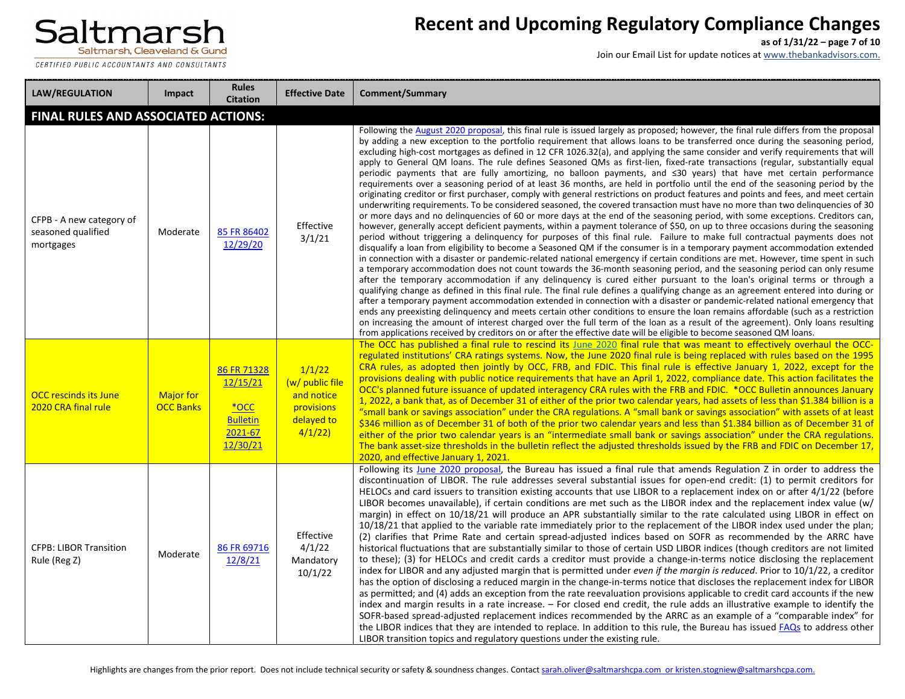| LAW/REGULATION | Impact | Rules Citation | Effective Date | Comment/Summary |
|---|---|---|---|---|
| **FINAL RULES AND ASSOCIATED ACTIONS:** | | | | |
| CFPB - A new category of seasoned qualified mortgages | Moderate | 85 FR 86402 12/29/20 | Effective 3/1/21 | Following the August 2020 proposal, this final rule is issued largely as proposed; however, the final rule differs from the proposal by adding a new exception to the portfolio requirement that allows loans to be transferred once during the seasoning period, excluding high-cost mortgages as defined in 12 CFR 1026.32(a), and applying the same consider and verify requirements that will apply to General QM loans. The rule defines Seasoned QMs as first-lien, fixed-rate transactions (regular, substantially equal periodic payments that are fully amortizing, no balloon payments, and ≤30 years) that have met certain performance requirements over a seasoning period of at least 36 months, are held in portfolio until the end of the seasoning period by the originating creditor or first purchaser, comply with general restrictions on product features and points and fees, and meet certain underwriting requirements. To be considered seasoned, the covered transaction must have no more than two delinquencies of 30 or more days and no delinquencies of 60 or more days at the end of the seasoning period, with some exceptions. Creditors can, however, generally accept deficient payments, within a payment tolerance of $50, on up to three occasions during the seasoning period without triggering a delinquency for purposes of this final rule. Failure to make full contractual payments does not disqualify a loan from eligibility to become a Seasoned QM if the consumer is in a temporary payment accommodation extended in connection with a disaster or pandemic-related national emergency if certain conditions are met. However, time spent in such a temporary accommodation does not count towards the 36-month seasoning period, and the seasoning period can only resume after the temporary accommodation if any delinquency is cured either pursuant to the loan's original terms or through a qualifying change as defined in this final rule. The final rule defines a qualifying change as an agreement entered into during or after a temporary payment accommodation extended in connection with a disaster or pandemic-related national emergency that ends any preexisting delinquency and meets certain other conditions to ensure the loan remains affordable (such as a restriction on increasing the amount of interest charged over the full term of the loan as a result of the agreement). Only loans resulting from applications received by creditors on or after the effective date will be eligible to become seasoned QM loans. |
| OCC rescinds its June 2020 CRA final rule | Major for OCC Banks | 86 FR 71328 12/15/21 *OCC Bulletin 2021-67 12/30/21 | 1/1/22 (w/ public file and notice provisions delayed to 4/1/22) | The OCC has published a final rule to rescind its June 2020 final rule that was meant to effectively overhaul the OCC-regulated institutions' CRA ratings systems. Now, the June 2020 final rule is being replaced with rules based on the 1995 CRA rules, as adopted then jointly by OCC, FRB, and FDIC. This final rule is effective January 1, 2022, except for the provisions dealing with public notice requirements that have an April 1, 2022, compliance date. This action facilitates the OCC's planned future issuance of updated interagency CRA rules with the FRB and FDIC. *OCC Bulletin announces January 1, 2022, a bank that, as of December 31 of either of the prior two calendar years, had assets of less than $1.384 billion is a "small bank or savings association" under the CRA regulations. A "small bank or savings association" with assets of at least $346 million as of December 31 of both of the prior two calendar years and less than $1.384 billion as of December 31 of either of the prior two calendar years is an "intermediate small bank or savings association" under the CRA regulations. The bank asset-size thresholds in the bulletin reflect the adjusted thresholds issued by the FRB and FDIC on December 17, 2020, and effective January 1, 2021. |
| CFPB: LIBOR Transition Rule (Reg Z) | Moderate | 86 FR 69716 12/8/21 | Effective 4/1/22 Mandatory 10/1/22 | Following its June 2020 proposal, the Bureau has issued a final rule that amends Regulation Z in order to address the discontinuation of LIBOR. The rule addresses several substantial issues for open-end credit: (1) to permit creditors for HELOCs and card issuers to transition existing accounts that use LIBOR to a replacement index on or after 4/1/22 (before LIBOR becomes unavailable), if certain conditions are met such as the LIBOR index and the replacement index value (w/ margin) in effect on 10/18/21 will produce an APR substantially similar to the rate calculated using LIBOR in effect on 10/18/21 that applied to the variable rate immediately prior to the replacement of the LIBOR index used under the plan; (2) clarifies that Prime Rate and certain spread-adjusted indices based on SOFR as recommended by the ARRC have historical fluctuations that are substantially similar to those of certain USD LIBOR indices (though creditors are not limited to these); (3) for HELOCs and credit cards a creditor must provide a change-in-terms notice disclosing the replacement index for LIBOR and any adjusted margin that is permitted under *even if the margin is reduced*. Prior to 10/1/22, a creditor has the option of disclosing a reduced margin in the change-in-terms notice that discloses the replacement index for LIBOR as permitted; and (4) adds an exception from the rate reevaluation provisions applicable to credit card accounts if the new index and margin results in a rate increase. – For closed end credit, the rule adds an illustrative example to identify the SOFR-based spread-adjusted replacement indices recommended by the ARRC as an example of a "comparable index" for the LIBOR indices that they are intended to replace. In addition to this rule, the Bureau has issued FAQs to address other LIBOR transition topics and regulatory questions under the existing rule. |

Highlights are changes from the prior report. Does not include technical security or safety & soundness changes. Contact sarah.oliver@saltmarshcpa.com or kristen.stogniew@saltmarshcpa.com.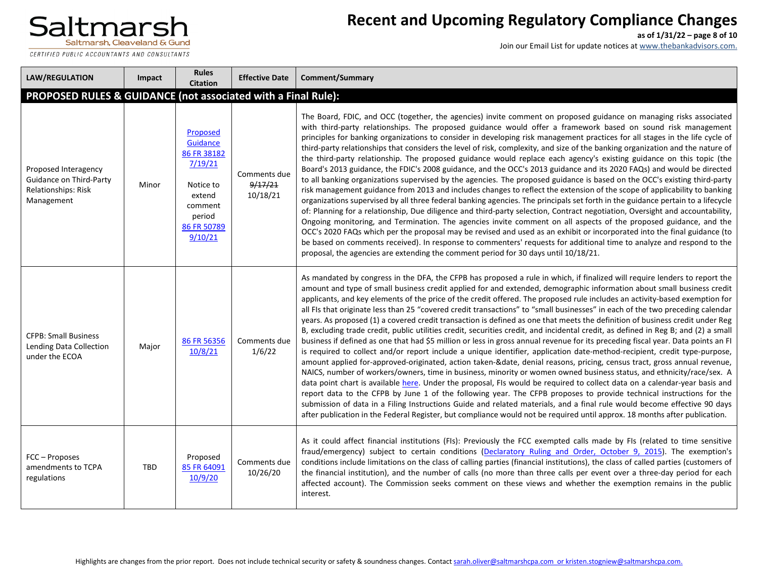| LAW/REGULATION | Impact | Rules Citation | Effective Date | Comment/Summary |
|---|---|---|---|---|
| **PROPOSED RULES & GUIDANCE (not associated with a Final Rule):** | | | | |
| Proposed Interagency Guidance on Third-Party Relationships: Risk Management | Minor | Proposed Guidance 86 FR 38182 7/19/21<br><br>Notice to extend comment period 86 FR 50789 9/10/21 | Comments due ~~9/17/21~~ 10/18/21 | The Board, FDIC, and OCC (together, the agencies) invite comment on proposed guidance on managing risks associated with third-party relationships. The proposed guidance would offer a framework based on sound risk management principles for banking organizations to consider in developing risk management practices for all stages in the life cycle of third-party relationships that considers the level of risk, complexity, and size of the banking organization and the nature of the third-party relationship. The proposed guidance would replace each agency's existing guidance on this topic (the Board's 2013 guidance, the FDIC's 2008 guidance, and the OCC's 2013 guidance and its 2020 FAQs) and would be directed to all banking organizations supervised by the agencies. The proposed guidance is based on the OCC's existing third-party risk management guidance from 2013 and includes changes to reflect the extension of the scope of applicability to banking organizations supervised by all three federal banking agencies. The principals set forth in the guidance pertain to a lifecycle of: Planning for a relationship, Due diligence and third-party selection, Contract negotiation, Oversight and accountability, Ongoing monitoring, and Termination. The agencies invite comment on all aspects of the proposed guidance, and the OCC's 2020 FAQs which per the proposal may be revised and used as an exhibit or incorporated into the final guidance (to be based on comments received). In response to commenters' requests for additional time to analyze and respond to the proposal, the agencies are extending the comment period for 30 days until 10/18/21. |
| CFPB: Small Business Lending Data Collection under the ECOA | Major | 86 FR 56356 10/8/21 | Comments due 1/6/22 | As mandated by congress in the DFA, the CFPB has proposed a rule in which, if finalized will require lenders to report the amount and type of small business credit applied for and extended, demographic information about small business credit applicants, and key elements of the price of the credit offered. The proposed rule includes an activity-based exemption for all FIs that originate less than 25 "covered credit transactions" to "small businesses" in each of the two preceding calendar years. As proposed (1) a covered credit transaction is defined as one that meets the definition of business credit under Reg B, excluding trade credit, public utilities credit, securities credit, and incidental credit, as defined in Reg B; and (2) a small business if defined as one that had $5 million or less in gross annual revenue for its preceding fiscal year. Data points an FI is required to collect and/or report include a unique identifier, application date-method-recipient, credit type-purpose, amount applied for-approved-originated, action taken-&date, denial reasons, pricing, census tract, gross annual revenue, NAICS, number of workers/owners, time in business, minority or women owned business status, and ethnicity/race/sex. A data point chart is available here. Under the proposal, FIs would be required to collect data on a calendar-year basis and report data to the CFPB by June 1 of the following year. The CFPB proposes to provide technical instructions for the submission of data in a Filing Instructions Guide and related materials, and a final rule would become effective 90 days after publication in the Federal Register, but compliance would not be required until approx. 18 months after publication. |
| FCC – Proposes amendments to TCPA regulations | TBD | Proposed 85 FR 64091 10/9/20 | Comments due 10/26/20 | As it could affect financial institutions (FIs): Previously the FCC exempted calls made by FIs (related to time sensitive fraud/emergency) subject to certain conditions (Declaratory Ruling and Order, October 9, 2015). The exemption's conditions include limitations on the class of calling parties (financial institutions), the class of called parties (customers of the financial institution), and the number of calls (no more than three calls per event over a three-day period for each affected account). The Commission seeks comment on these views and whether the exemption remains in the public interest. |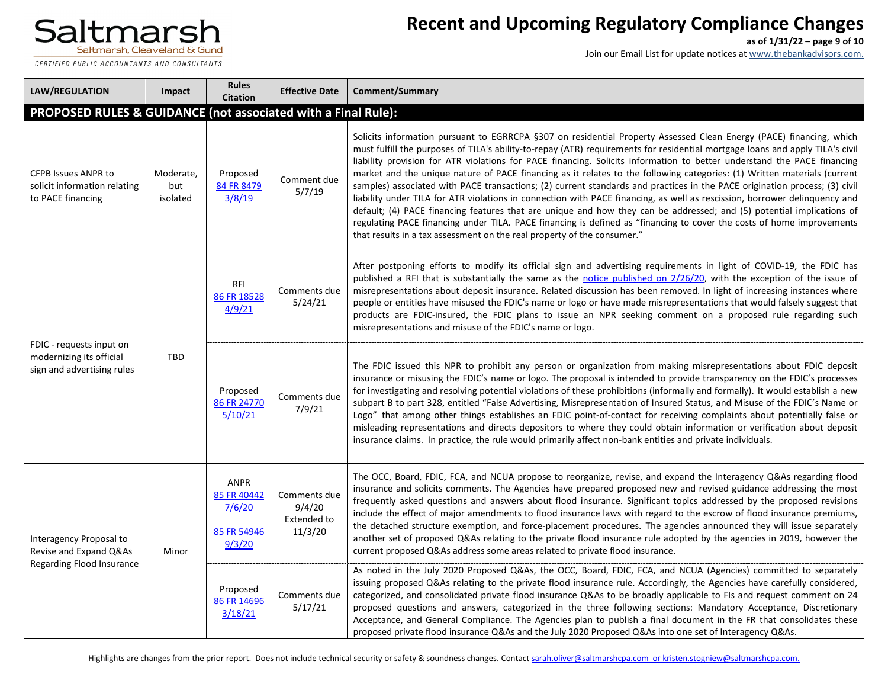| LAW/REGULATION | Impact | Rules Citation | Effective Date | Comment/Summary |
|---|---|---|---|---|
| **PROPOSED RULES & GUIDANCE (not associated with a Final Rule):** | | | | |
| CFPB Issues ANPR to solicit information relating to PACE financing | Moderate, but isolated | Proposed 84 FR 8479 3/8/19 | Comment due 5/7/19 | Solicits information pursuant to EGRRCPA §307 on residential Property Assessed Clean Energy (PACE) financing, which must fulfill the purposes of TILA's ability-to-repay (ATR) requirements for residential mortgage loans and apply TILA's civil liability provision for ATR violations for PACE financing. Solicits information to better understand the PACE financing market and the unique nature of PACE financing as it relates to the following categories: (1) Written materials (current samples) associated with PACE transactions; (2) current standards and practices in the PACE origination process; (3) civil liability under TILA for ATR violations in connection with PACE financing, as well as rescission, borrower delinquency and default; (4) PACE financing features that are unique and how they can be addressed; and (5) potential implications of regulating PACE financing under TILA. PACE financing is defined as "financing to cover the costs of home improvements that results in a tax assessment on the real property of the consumer." |
| FDIC - requests input on modernizing its official sign and advertising rules | TBD | RFI 86 FR 18528 4/9/21 | Comments due 5/24/21 | After postponing efforts to modify its official sign and advertising requirements in light of COVID-19, the FDIC has published a RFI that is substantially the same as the notice published on 2/26/20, with the exception of the issue of misrepresentations about deposit insurance. Related discussion has been removed. In light of increasing instances where people or entities have misused the FDIC's name or logo or have made misrepresentations that would falsely suggest that products are FDIC-insured, the FDIC plans to issue an NPR seeking comment on a proposed rule regarding such misrepresentations and misuse of the FDIC's name or logo. |
| | | Proposed 86 FR 24770 5/10/21 | Comments due 7/9/21 | The FDIC issued this NPR to prohibit any person or organization from making misrepresentations about FDIC deposit insurance or misusing the FDIC's name or logo. The proposal is intended to provide transparency on the FDIC's processes for investigating and resolving potential violations of these prohibitions (informally and formally). It would establish a new subpart B to part 328, entitled "False Advertising, Misrepresentation of Insured Status, and Misuse of the FDIC's Name or Logo" that among other things establishes an FDIC point-of-contact for receiving complaints about potentially false or misleading representations and directs depositors to where they could obtain information or verification about deposit insurance claims. In practice, the rule would primarily affect non-bank entities and private individuals. |
| Interagency Proposal to Revise and Expand Q&As Regarding Flood Insurance | Minor | ANPR 85 FR 40442 7/6/20 85 FR 54946 9/3/20 | Comments due 9/4/20 Extended to 11/3/20 | The OCC, Board, FDIC, FCA, and NCUA propose to reorganize, revise, and expand the Interagency Q&As regarding flood insurance and solicits comments. The Agencies have prepared proposed new and revised guidance addressing the most frequently asked questions and answers about flood insurance. Significant topics addressed by the proposed revisions include the effect of major amendments to flood insurance laws with regard to the escrow of flood insurance premiums, the detached structure exemption, and force-placement procedures. The agencies announced they will issue separately another set of proposed Q&As relating to the private flood insurance rule adopted by the agencies in 2019, however the current proposed Q&As address some areas related to private flood insurance. |
| | | Proposed 86 FR 14696 3/18/21 | Comments due 5/17/21 | As noted in the July 2020 Proposed Q&As, the OCC, Board, FDIC, FCA, and NCUA (Agencies) committed to separately issuing proposed Q&As relating to the private flood insurance rule. Accordingly, the Agencies have carefully considered, categorized, and consolidated private flood insurance Q&As to be broadly applicable to FIs and request comment on 24 proposed questions and answers, categorized in the three following sections: Mandatory Acceptance, Discretionary Acceptance, and General Compliance. The Agencies plan to publish a final document in the FR that consolidates these proposed private flood insurance Q&As and the July 2020 Proposed Q&As into one set of Interagency Q&As. |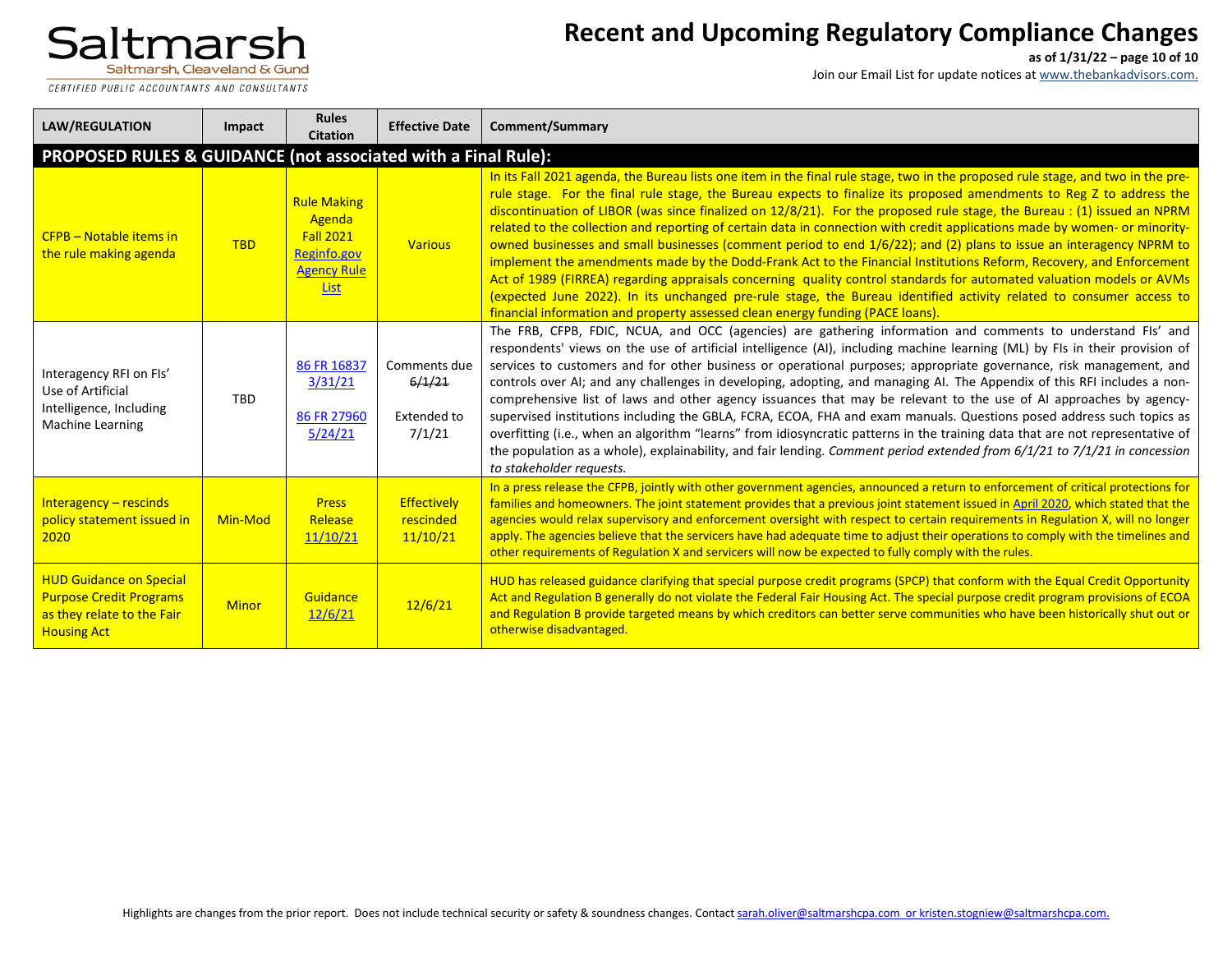# Recent and Upcoming Regulatory Compliance Changes

**as of 1/31/22**

Join our Email List for update notices at www.thebankadvisors.com.

| LAW/REGULATION | Impact | Rules Citation | Effective Date | Comment/Summary |
|---|---|---|---|---|
| **PROPOSED RULES & GUIDANCE (not associated with a Final Rule):** | | | | |
| CFPB – Notable items in the rule making agenda | TBD | Rule Making Agenda Fall 2021 Reginfo.gov Agency Rule List | Various | In its Fall 2021 agenda, the Bureau lists one item in the final rule stage, two in the proposed rule stage, and two in the pre-rule stage. For the final rule stage, the Bureau expects to finalize its proposed amendments to Reg Z to address the discontinuation of LIBOR (was since finalized on 12/8/21). For the proposed rule stage, the Bureau : (1) issued an NPRM related to the collection and reporting of certain data in connection with credit applications made by women- or minority-owned businesses and small businesses (comment period to end 1/6/22); and (2) plans to issue an interagency NPRM to implement the amendments made by the Dodd-Frank Act to the Financial Institutions Reform, Recovery, and Enforcement Act of 1989 (FIRREA) regarding appraisals concerning quality control standards for automated valuation models or AVMs (expected June 2022). In its unchanged pre-rule stage, the Bureau identified activity related to consumer access to financial information and property assessed clean energy funding (PACE loans). |
| Interagency RFI on FIs' Use of Artificial Intelligence, Including Machine Learning | TBD | 86 FR 16837 3/31/21<br><br>86 FR 27960 5/24/21 | Comments due ~~6/1/21~~<br><br>Extended to 7/1/21 | The FRB, CFPB, FDIC, NCUA, and OCC (agencies) are gathering information and comments to understand FIs' and respondents' views on the use of artificial intelligence (AI), including machine learning (ML) by FIs in their provision of services to customers and for other business or operational purposes; appropriate governance, risk management, and controls over AI; and any challenges in developing, adopting, and managing AI. The Appendix of this RFI includes a non-comprehensive list of laws and other agency issuances that may be relevant to the use of AI approaches by agency-supervised institutions including the GBLA, FCRA, ECOA, FHA and exam manuals. Questions posed address such topics as overfitting (i.e., when an algorithm "learns" from idiosyncratic patterns in the training data that are not representative of the population as a whole), explainability, and fair lending. *Comment period extended from 6/1/21 to 7/1/21 in concession to stakeholder requests.* |
| Interagency – rescinds policy statement issued in 2020 | Min-Mod | Press Release 11/10/21 | Effectively rescinded 11/10/21 | In a press release the CFPB, jointly with other government agencies, announced a return to enforcement of critical protections for families and homeowners. The joint statement provides that a previous joint statement issued in April 2020, which stated that the agencies would relax supervisory and enforcement oversight with respect to certain requirements in Regulation X, will no longer apply. The agencies believe that the servicers have had adequate time to adjust their operations to comply with the timelines and other requirements of Regulation X and servicers will now be expected to fully comply with the rules. |
| HUD Guidance on Special Purpose Credit Programs as they relate to the Fair Housing Act | Minor | Guidance 12/6/21 | 12/6/21 | HUD has released guidance clarifying that special purpose credit programs (SPCP) that conform with the Equal Credit Opportunity Act and Regulation B generally do not violate the Federal Fair Housing Act. The special purpose credit program provisions of ECOA and Regulation B provide targeted means by which creditors can better serve communities who have been historically shut out or otherwise disadvantaged. |

Highlights are changes from the prior report. Does not include technical security or safety & soundness changes. Contact sarah.oliver@saltmarshcpa.com or kristen.stogniew@saltmarshcpa.com.